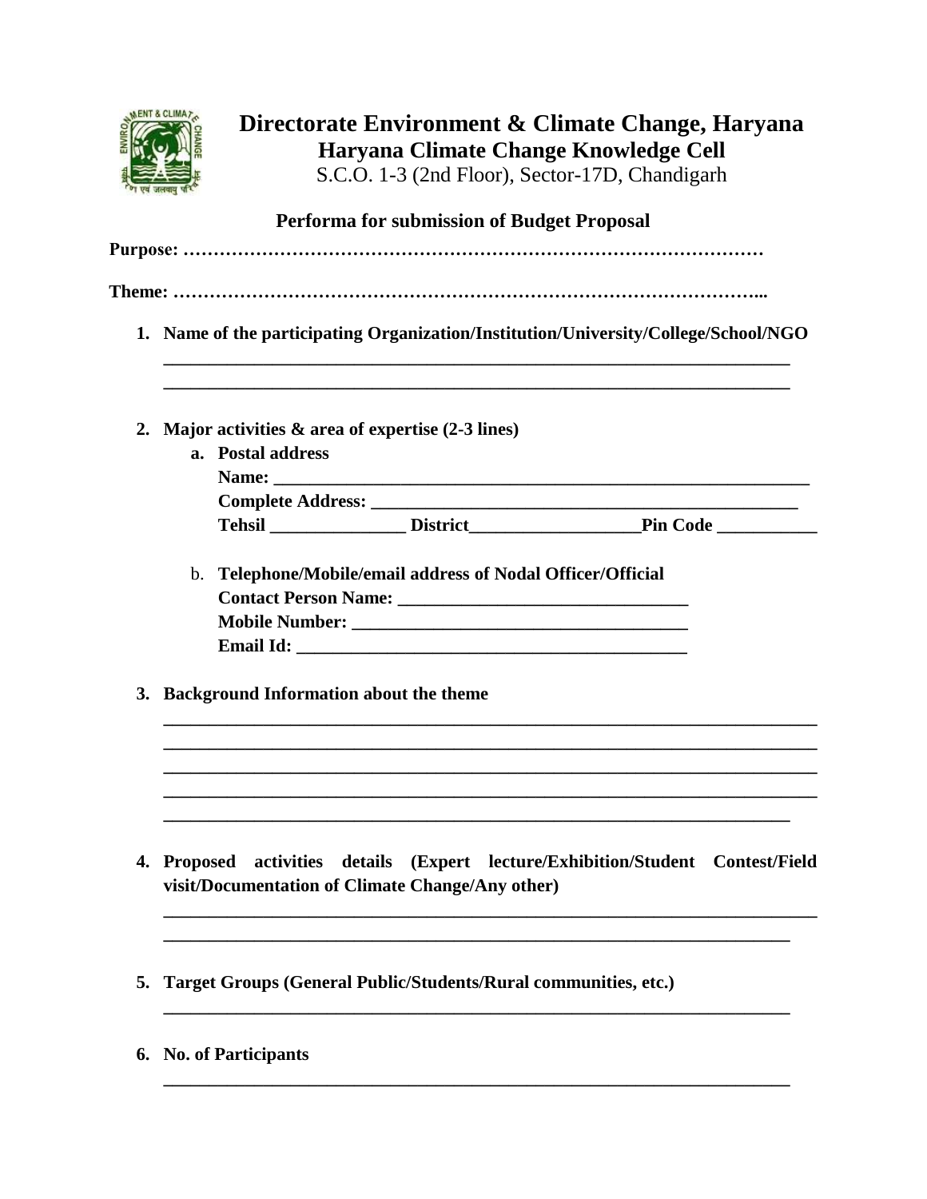# Directorate Environment & Climate Change, Haryana

## Haryana Climate Change Knowledge Cell

S.C.O. 1-3 (2nd Floor), Sector-17D, Chandigarh

### Performa for submission of Budget Proposal

**Purpose: …………………………………………………………………………………**

**Theme: ………………………………………………………………………………...**

1. **Name of the participating Organization/Institution/University/College/School/NGO**
   ______________________________________________________________________
   ______________________________________________________________________

2. **Major activities & area of expertise (2-3 lines)**
   a. **Postal address**
      **Name:** ____________________________________________________________
      **Complete Address:** ________________________________________________
      **Tehsil** _______________ **District**___________________**Pin Code** ___________

   b. **Telephone/Mobile/email address of Nodal Officer/Official**
      **Contact Person Name:** ________________________________
      **Mobile Number:** _____________________________________
      **Email Id:** _____________________________________________

3. **Background Information about the theme**
   ______________________________________________________________________
   ______________________________________________________________________
   ______________________________________________________________________
   ______________________________________________________________________
   ______________________________________________________________________

4. **Proposed activities details (Expert lecture/Exhibition/Student Contest/Field visit/Documentation of Climate Change/Any other)**
   ______________________________________________________________________
   ______________________________________________________________________

5. **Target Groups (General Public/Students/Rural communities, etc.)**
   ______________________________________________________________________

6. **No. of Participants**
   ______________________________________________________________________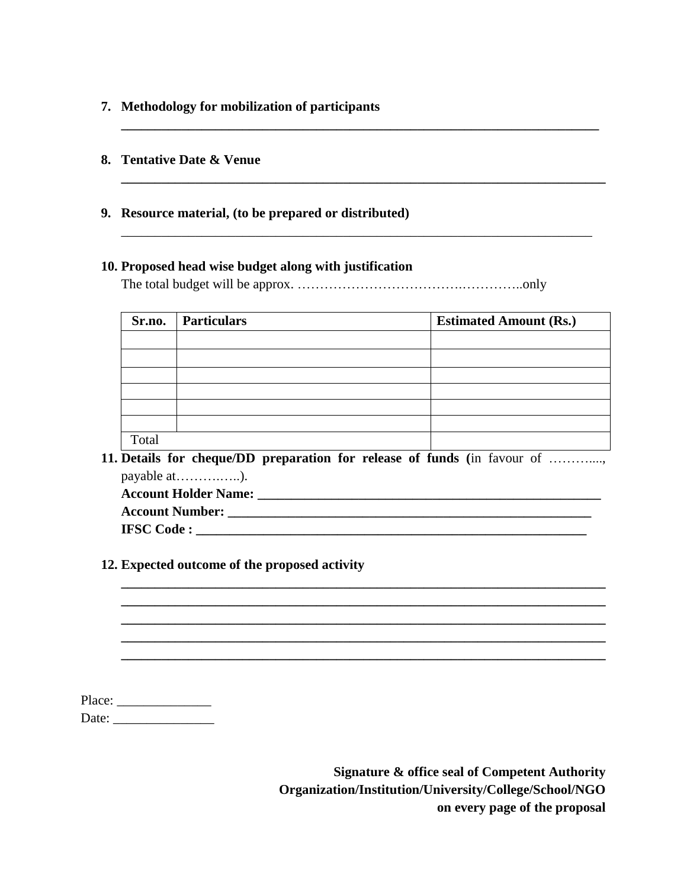7. **Methodology for mobilization of participants**

   **___________________________________________________________________________**

8. **Tentative Date & Venue**

   **___________________________________________________________________________**

9. **Resource material, (to be prepared or distributed)**

   ___________________________________________________________________________

10. **Proposed head wise budget along with justification**

    The total budget will be approx. ……………………………….…………..only

| **Sr.no.** | **Particulars** | **Estimated Amount (Rs.)** |
|---|---|---|
| | | |
| | | |
| | | |
| | | |
| | | |
| | | |
| Total | | |

11. **Details for cheque/DD preparation for release of funds (**in favour of ……….…, payable at………….…..).

    **Account Holder Name: _____________________________________________________**

    **Account Number: _________________________________________________________**

    **IFSC Code : ____________________________________________________________**

12. **Expected outcome of the proposed activity**

    **___________________________________________________________________________**

    **___________________________________________________________________________**

    **___________________________________________________________________________**

    **___________________________________________________________________________**

    **___________________________________________________________________________**

Place: ______________

Date: _______________

**Signature & office seal of Competent Authority**

**Organization/Institution/University/College/School/NGO**

**on every page of the proposal**